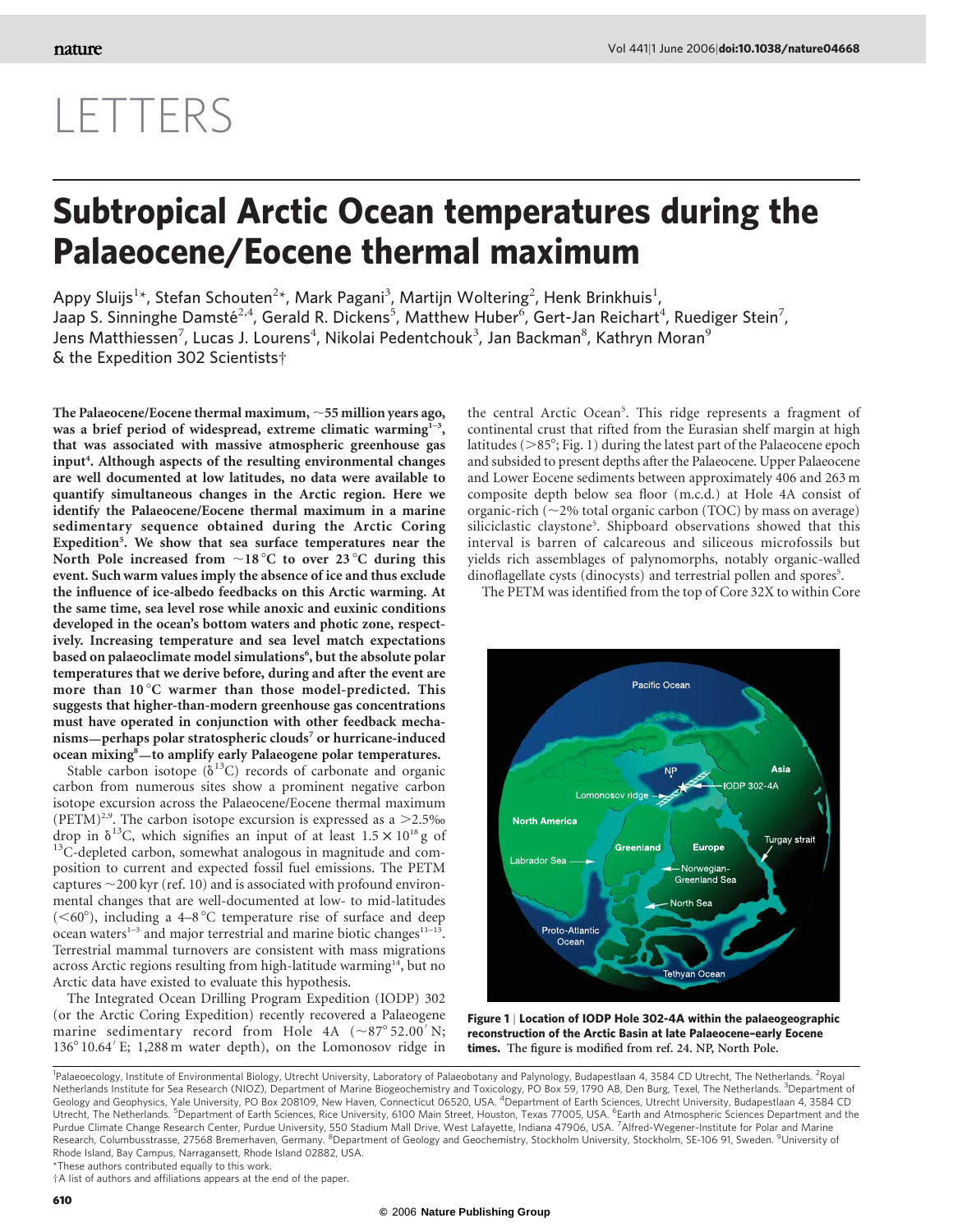# LETTERS

# Subtropical Arctic Ocean temperatures during the Palaeocene/Eocene thermal maximum

Appy Sluijs[1*], Stefan Schouten[2*], Mark Pagani[3], Martijn Woltering[2], Henk Brinkhuis[1], Jaap S. Sinninghe Damsté[2,4], Gerald R. Dickens[5], Matthew Huber[6], Gert-Jan Reichart[4], Ruediger Stein[7], Jens Matthiessen[7], Lucas J. Lourens[4], Nikolai Pedentchouk[3], Jan Backman[8], Kathryn Moran[9] & the Expedition 302 Scientists†

**The Palaeocene/Eocene thermal maximum, ~55 million years ago, was a brief period of widespread, extreme climatic warming[1–3], that was associated with massive atmospheric greenhouse gas input[4]. Although aspects of the resulting environmental changes are well documented at low latitudes, no data were available to quantify simultaneous changes in the Arctic region. Here we identify the Palaeocene/Eocene thermal maximum in a marine sedimentary sequence obtained during the Arctic Coring Expedition[5]. We show that sea surface temperatures near the North Pole increased from ~18 °C to over 23 °C during this event. Such warm values imply the absence of ice and thus exclude the influence of ice-albedo feedbacks on this Arctic warming. At the same time, sea level rose while anoxic and euxinic conditions developed in the ocean's bottom waters and photic zone, respectively. Increasing temperature and sea level match expectations based on palaeoclimate model simulations[6], but the absolute polar temperatures that we derive before, during and after the event are more than 10 °C warmer than those model-predicted. This suggests that higher-than-modern greenhouse gas concentrations must have operated in conjunction with other feedback mechanisms—perhaps polar stratospheric clouds[7] or hurricane-induced ocean mixing[8]—to amplify early Palaeogene polar temperatures.**

Stable carbon isotope ($\delta^{13}C$) records of carbonate and organic carbon from numerous sites show a prominent negative carbon isotope excursion across the Palaeocene/Eocene thermal maximum (PETM)[2,9]. The carbon isotope excursion is expressed as a >2.5‰ drop in $\delta^{13}C$, which signifies an input of at least $1.5 \times 10^{18}$ g of $^{13}C$-depleted carbon, somewhat analogous in magnitude and composition to current and expected fossil fuel emissions. The PETM captures ~200 kyr (ref. 10) and is associated with profound environmental changes that are well-documented at low- to mid-latitudes (<60°), including a 4–8 °C temperature rise of surface and deep ocean waters[1–3] and major terrestrial and marine biotic changes[11–13]. Terrestrial mammal turnovers are consistent with mass migrations across Arctic regions resulting from high-latitude warming[14], but no Arctic data have existed to evaluate this hypothesis.

The Integrated Ocean Drilling Program Expedition (IODP) 302 (or the Arctic Coring Expedition) recently recovered a Palaeogene marine sedimentary record from Hole 4A (~87° 52.00′ N; 136° 10.64′ E; 1,288 m water depth), on the Lomonosov ridge in the central Arctic Ocean[5]. This ridge represents a fragment of continental crust that rifted from the Eurasian shelf margin at high latitudes (>85°; Fig. 1) during the latest part of the Palaeocene epoch and subsided to present depths after the Palaeocene. Upper Palaeocene and Lower Eocene sediments between approximately 406 and 263 m composite depth below sea floor (m.c.d.) at Hole 4A consist of organic-rich (~2% total organic carbon (TOC) by mass on average) siliciclastic claystone[5]. Shipboard observations showed that this interval is barren of calcareous and siliceous microfossils but yields rich assemblages of palynomorphs, notably organic-walled dinoflagellate cysts (dinocysts) and terrestrial pollen and spores[5].

The PETM was identified from the top of Core 32X to within Core

**Figure 1 | Location of IODP Hole 302-4A within the palaeogeographic reconstruction of the Arctic Basin at late Palaeocene–early Eocene times.** The figure is modified from ref. 24. NP, North Pole.

[1]Palaeoecology, Institute of Environmental Biology, Utrecht University, Laboratory of Palaeobotany and Palynology, Budapestlaan 4, 3584 CD Utrecht, The Netherlands. [2]Royal Netherlands Institute for Sea Research (NIOZ), Department of Marine Biogeochemistry and Toxicology, PO Box 59, 1790 AB, Den Burg, Texel, The Netherlands. [3]Department of Geology and Geophysics, Yale University, PO Box 208109, New Haven, Connecticut 06520, USA. [4]Department of Earth Sciences, Utrecht University, Budapestlaan 4, 3584 CD Utrecht, The Netherlands. [5]Department of Earth Sciences, Rice University, 6100 Main Street, Houston, Texas 77005, USA. [6]Earth and Atmospheric Sciences Department and the Purdue Climate Change Research Center, Purdue University, 550 Stadium Mall Drive, West Lafayette, Indiana 47906, USA. [7]Alfred-Wegener-Institute for Polar and Marine Research, Columbusstrasse, 27568 Bremerhaven, Germany. [8]Department of Geology and Geochemistry, Stockholm University, Stockholm, SE-106 91, Sweden. [9]University of Rhode Island, Bay Campus, Narragansett, Rhode Island 02882, USA.

*These authors contributed equally to this work.

†A list of authors and affiliations appears at the end of the paper.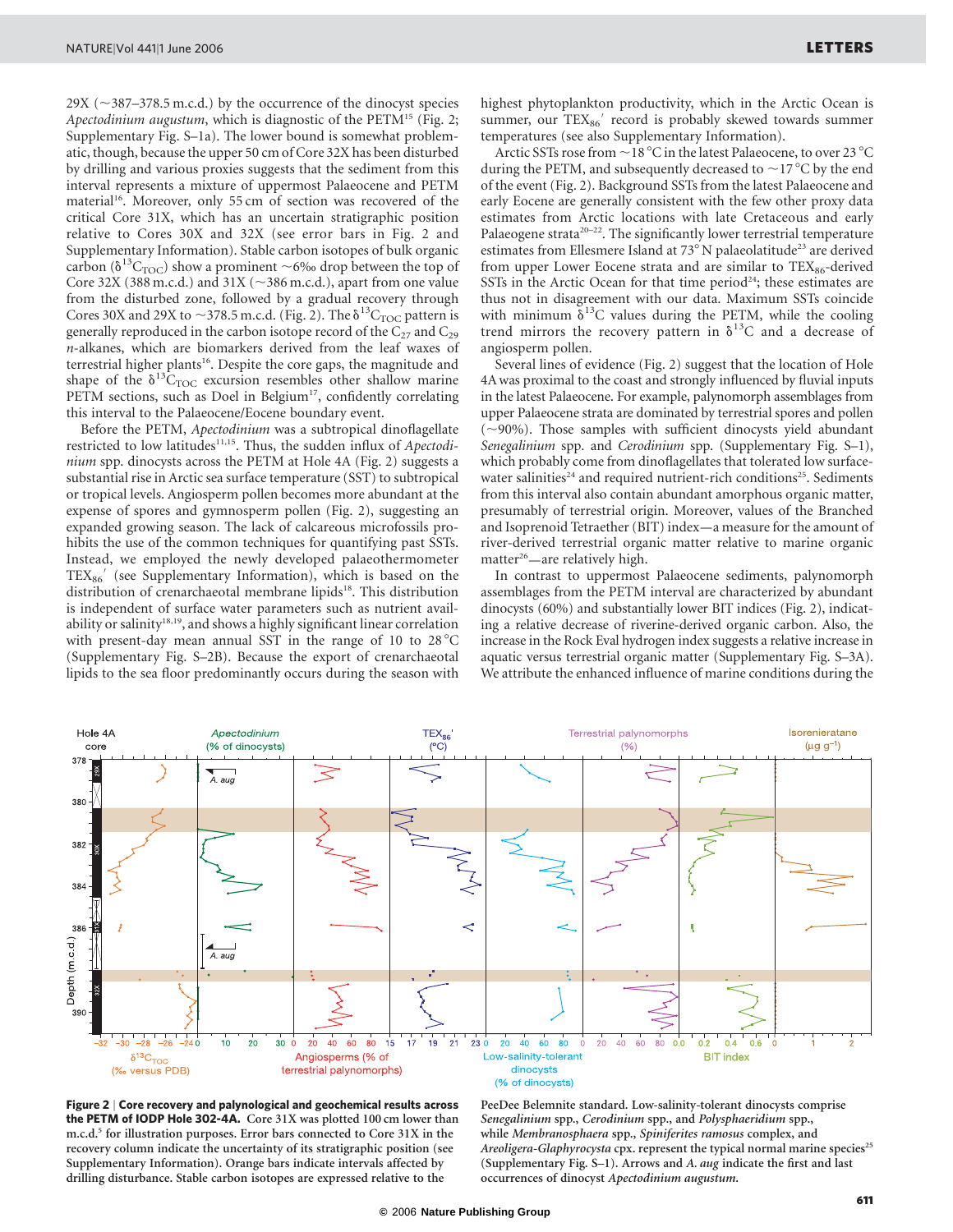29X (~387–378.5 m.c.d.) by the occurrence of the dinocyst species *Apectodinium augustum*, which is diagnostic of the PETM[15] (Fig. 2; Supplementary Fig. S–1a). The lower bound is somewhat problematic, though, because the upper 50 cm of Core 32X has been disturbed by drilling and various proxies suggests that the sediment from this interval represents a mixture of uppermost Palaeocene and PETM material[16]. Moreover, only 55 cm of section was recovered of the critical Core 31X, which has an uncertain stratigraphic position relative to Cores 30X and 32X (see error bars in Fig. 2 and Supplementary Information). Stable carbon isotopes of bulk organic carbon ($\delta^{13}C_{TOC}$) show a prominent ~6‰ drop between the top of Core 32X (388 m.c.d.) and 31X (~386 m.c.d.), apart from one value from the disturbed zone, followed by a gradual recovery through Cores 30X and 29X to ~378.5 m.c.d. (Fig. 2). The $\delta^{13}C_{TOC}$ pattern is generally reproduced in the carbon isotope record of the $C_{27}$ and $C_{29}$ *n*-alkanes, which are biomarkers derived from the leaf waxes of terrestrial higher plants[16]. Despite the core gaps, the magnitude and shape of the $\delta^{13}C_{TOC}$ excursion resembles other shallow marine PETM sections, such as Doel in Belgium[17], confidently correlating this interval to the Palaeocene/Eocene boundary event.

Before the PETM, *Apectodinium* was a subtropical dinoflagellate restricted to low latitudes[11,15]. Thus, the sudden influx of *Apectodinium* spp. dinocysts across the PETM at Hole 4A (Fig. 2) suggests a substantial rise in Arctic sea surface temperature (SST) to subtropical or tropical levels. Angiosperm pollen becomes more abundant at the expense of spores and gymnosperm pollen (Fig. 2), suggesting an expanded growing season. The lack of calcareous microfossils prohibits the use of the common techniques for quantifying past SSTs. Instead, we employed the newly developed palaeothermometer $TEX_{86}'$ (see Supplementary Information), which is based on the distribution of crenarchaeotal membrane lipids[18]. This distribution is independent of surface water parameters such as nutrient availability or salinity[18,19], and shows a highly significant linear correlation with present-day mean annual SST in the range of 10 to 28 °C (Supplementary Fig. S–2B). Because the export of crenarchaeotal lipids to the sea floor predominantly occurs during the season with highest phytoplankton productivity, which in the Arctic Ocean is summer, our $TEX_{86}'$ record is probably skewed towards summer temperatures (see also Supplementary Information).

Arctic SSTs rose from ~18 °C in the latest Palaeocene, to over 23 °C during the PETM, and subsequently decreased to ~17 °C by the end of the event (Fig. 2). Background SSTs from the latest Palaeocene and early Eocene are generally consistent with the few other proxy data estimates from Arctic locations with late Cretaceous and early Palaeogene strata[20–22]. The significantly lower terrestrial temperature estimates from Ellesmere Island at 73° N palaeolatitude[23] are derived from upper Lower Eocene strata and are similar to $TEX_{86}$-derived SSTs in the Arctic Ocean for that time period[24]; these estimates are thus not in disagreement with our data. Maximum SSTs coincide with minimum $\delta^{13}C$ values during the PETM, while the cooling trend mirrors the recovery pattern in $\delta^{13}C$ and a decrease of angiosperm pollen.

Several lines of evidence (Fig. 2) suggest that the location of Hole 4A was proximal to the coast and strongly influenced by fluvial inputs in the latest Palaeocene. For example, palynomorph assemblages from upper Palaeocene strata are dominated by terrestrial spores and pollen (~90%). Those samples with sufficient dinocysts yield abundant *Senegalinium* spp. and *Cerodinium* spp. (Supplementary Fig. S–1), which probably come from dinoflagellates that tolerated low surface-water salinities[24] and required nutrient-rich conditions[25]. Sediments from this interval also contain abundant amorphous organic matter, presumably of terrestrial origin. Moreover, values of the Branched and Isoprenoid Tetraether (BIT) index—a measure for the amount of river-derived terrestrial organic matter relative to marine organic matter[26]—are relatively high.

In contrast to uppermost Palaeocene sediments, palynomorph assemblages from the PETM interval are characterized by abundant dinocysts (60%) and substantially lower BIT indices (Fig. 2), indicating a relative decrease of riverine-derived organic carbon. Also, the increase in the Rock Eval hydrogen index suggests a relative increase in aquatic versus terrestrial organic matter (Supplementary Fig. S–3A). We attribute the enhanced influence of marine conditions during the

**Figure 2 | Core recovery and palynological and geochemical results across the PETM of IODP Hole 302-4A.** Core 31X was plotted 100 cm lower than m.c.d.[5] for illustration purposes. Error bars connected to Core 31X in the recovery column indicate the uncertainty of its stratigraphic position (see Supplementary Information). Orange bars indicate intervals affected by drilling disturbance. Stable carbon isotopes are expressed relative to the PeeDee Belemnite standard. Low-salinity-tolerant dinocysts comprise *Senegalinium* spp., *Cerodinium* spp., and *Polysphaeridium* spp., while *Membranosphaera* spp., *Spiniferites ramosus* complex, and *Areoligera-Glaphyrocysta* cpx. represent the typical normal marine species[25] (Supplementary Fig. S–1). Arrows and *A. aug* indicate the first and last occurrences of dinocyst *Apectodinium augustum*.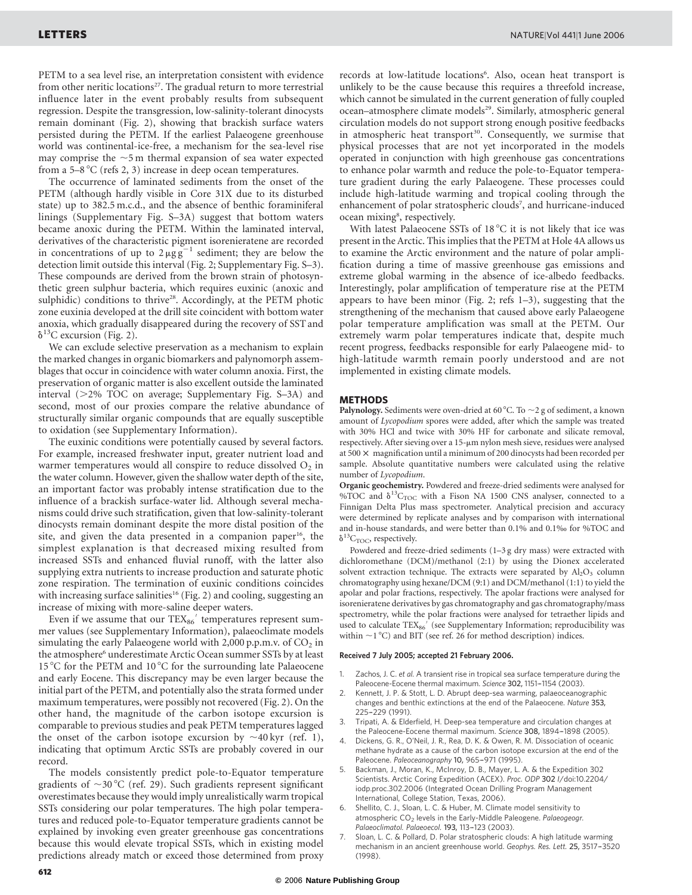PETM to a sea level rise, an interpretation consistent with evidence from other neritic locations[27]. The gradual return to more terrestrial influence later in the event probably results from subsequent regression. Despite the transgression, low-salinity-tolerant dinocysts remain dominant (Fig. 2), showing that brackish surface waters persisted during the PETM. If the earliest Palaeogene greenhouse world was continental-ice-free, a mechanism for the sea-level rise may comprise the ~5 m thermal expansion of sea water expected from a 5–8 °C (refs 2, 3) increase in deep ocean temperatures.

The occurrence of laminated sediments from the onset of the PETM (although hardly visible in Core 31X due to its disturbed state) up to 382.5 m.c.d., and the absence of benthic foraminiferal linings (Supplementary Fig. S–3A) suggest that bottom waters became anoxic during the PETM. Within the laminated interval, derivatives of the characteristic pigment isorenieratene are recorded in concentrations of up to $2\,\mu g\,g^{-1}$ sediment; they are below the detection limit outside this interval (Fig. 2; Supplementary Fig. S–3). These compounds are derived from the brown strain of photosynthetic green sulphur bacteria, which requires euxinic (anoxic and sulphidic) conditions to thrive[28]. Accordingly, at the PETM photic zone euxinia developed at the drill site coincident with bottom water anoxia, which gradually disappeared during the recovery of SST and $\delta^{13}C$ excursion (Fig. 2).

We can exclude selective preservation as a mechanism to explain the marked changes in organic biomarkers and palynomorph assemblages that occur in coincidence with water column anoxia. First, the preservation of organic matter is also excellent outside the laminated interval (>2% TOC on average; Supplementary Fig. S–3A) and second, most of our proxies compare the relative abundance of structurally similar organic compounds that are equally susceptible to oxidation (see Supplementary Information).

The euxinic conditions were potentially caused by several factors. For example, increased freshwater input, greater nutrient load and warmer temperatures would all conspire to reduce dissolved $O_2$ in the water column. However, given the shallow water depth of the site, an important factor was probably intense stratification due to the influence of a brackish surface-water lid. Although several mechanisms could drive such stratification, given that low-salinity-tolerant dinocysts remain dominant despite the more distal position of the site, and given the data presented in a companion paper[16], the simplest explanation is that decreased mixing resulted from increased SSTs and enhanced fluvial runoff, with the latter also supplying extra nutrients to increase production and saturate photic zone respiration. The termination of euxinic conditions coincides with increasing surface salinities[16] (Fig. 2) and cooling, suggesting an increase of mixing with more-saline deeper waters.

Even if we assume that our $TEX_{86}'$ temperatures represent summer values (see Supplementary Information), palaeoclimate models simulating the early Palaeogene world with 2,000 p.p.m.v. of $CO_2$ in the atmosphere[6] underestimate Arctic Ocean summer SSTs by at least 15 °C for the PETM and 10 °C for the surrounding late Palaeocene and early Eocene. This discrepancy may be even larger because the initial part of the PETM, and potentially also the strata formed under maximum temperatures, were possibly not recovered (Fig. 2). On the other hand, the magnitude of the carbon isotope excursion is comparable to previous studies and peak PETM temperatures lagged the onset of the carbon isotope excursion by ~40 kyr (ref. 1), indicating that optimum Arctic SSTs are probably covered in our record.

The models consistently predict pole-to-Equator temperature gradients of ~30 °C (ref. 29). Such gradients represent significant overestimates because they would imply unrealistically warm tropical SSTs considering our polar temperatures. The high polar temperatures and reduced pole-to-Equator temperature gradients cannot be explained by invoking even greater greenhouse gas concentrations because this would elevate tropical SSTs, which in existing model predictions already match or exceed those determined from proxy records at low-latitude locations[6]. Also, ocean heat transport is unlikely to be the cause because this requires a threefold increase, which cannot be simulated in the current generation of fully coupled ocean–atmosphere climate models[29]. Similarly, atmospheric general circulation models do not support strong enough positive feedbacks in atmospheric heat transport[30]. Consequently, we surmise that physical processes that are not yet incorporated in the models operated in conjunction with high greenhouse gas concentrations to enhance polar warmth and reduce the pole-to-Equator temperature gradient during the early Palaeogene. These processes could include high-latitude warming and tropical cooling through the enhancement of polar stratospheric clouds[7], and hurricane-induced ocean mixing[8], respectively.

With latest Palaeocene SSTs of 18 °C it is not likely that ice was present in the Arctic. This implies that the PETM at Hole 4A allows us to examine the Arctic environment and the nature of polar amplification during a time of massive greenhouse gas emissions and extreme global warming in the absence of ice-albedo feedbacks. Interestingly, polar amplification of temperature rise at the PETM appears to have been minor (Fig. 2; refs 1–3), suggesting that the strengthening of the mechanism that caused above early Palaeogene polar temperature amplification was small at the PETM. Our extremely warm polar temperatures indicate that, despite much recent progress, feedbacks responsible for early Palaeogene mid- to high-latitude warmth remain poorly understood and are not implemented in existing climate models.

## METHODS

**Palynology.** Sediments were oven-dried at 60 °C. To ~2 g of sediment, a known amount of *Lycopodium* spores were added, after which the sample was treated with 30% HCl and twice with 30% HF for carbonate and silicate removal, respectively. After sieving over a 15-μm nylon mesh sieve, residues were analysed at 500 × magnification until a minimum of 200 dinocysts had been recorded per sample. Absolute quantitative numbers were calculated using the relative number of *Lycopodium*.

**Organic geochemistry.** Powdered and freeze-dried sediments were analysed for %TOC and $\delta^{13}C_{TOC}$ with a Fison NA 1500 CNS analyser, connected to a Finnigan Delta Plus mass spectrometer. Analytical precision and accuracy were determined by replicate analyses and by comparison with international and in-house standards, and were better than 0.1% and 0.1‰ for %TOC and $\delta^{13}C_{TOC}$, respectively.

Powdered and freeze-dried sediments (1–3 g dry mass) were extracted with dichloromethane (DCM)/methanol (2:1) by using the Dionex accelerated solvent extraction technique. The extracts were separated by $Al_2O_3$ column chromatography using hexane/DCM (9:1) and DCM/methanol (1:1) to yield the apolar and polar fractions, respectively. The apolar fractions were analysed for isorenieratene derivatives by gas chromatography and gas chromatography/mass spectrometry, while the polar fractions were analysed for tetraether lipids and used to calculate $TEX_{86}'$ (see Supplementary Information; reproducibility was within ~1 °C) and BIT (see ref. 26 for method description) indices.

**Received 7 July 2005; accepted 21 February 2006.**

1. Zachos, J. C. *et al.* A transient rise in tropical sea surface temperature during the Paleocene-Eocene thermal maximum. *Science* **302,** 1151–1154 (2003).
2. Kennett, J. P. & Stott, L. D. Abrupt deep-sea warming, palaeoceanographic changes and benthic extinctions at the end of the Palaeocene. *Nature* **353,** 225–229 (1991).
3. Tripati, A. & Elderfield, H. Deep-sea temperature and circulation changes at the Paleocene-Eocene thermal maximum. *Science* **308,** 1894–1898 (2005).
4. Dickens, G. R., O'Neil, J. R., Rea, D. K. & Owen, R. M. Dissociation of oceanic methane hydrate as a cause of the carbon isotope excursion at the end of the Paleocene. *Paleoceanography* **10,** 965–971 (1995).
5. Backman, J., Moran, K., McInroy, D. B., Mayer, L. A. & the Expedition 302 Scientists. Arctic Coring Expedition (ACEX). *Proc. ODP* **302** I/doi:10.2204/iodp.proc.302.2006 (Integrated Ocean Drilling Program Management International, College Station, Texas, 2006).
6. Shellito, C. J., Sloan, L. C. & Huber, M. Climate model sensitivity to atmospheric $CO_2$ levels in the Early-Middle Paleogene. *Palaeogeogr. Palaeoclimatol. Palaeoecol.* **193,** 113–123 (2003).
7. Sloan, L. C. & Pollard, D. Polar stratospheric clouds: A high latitude warming mechanism in an ancient greenhouse world. *Geophys. Res. Lett.* **25,** 3517–3520 (1998).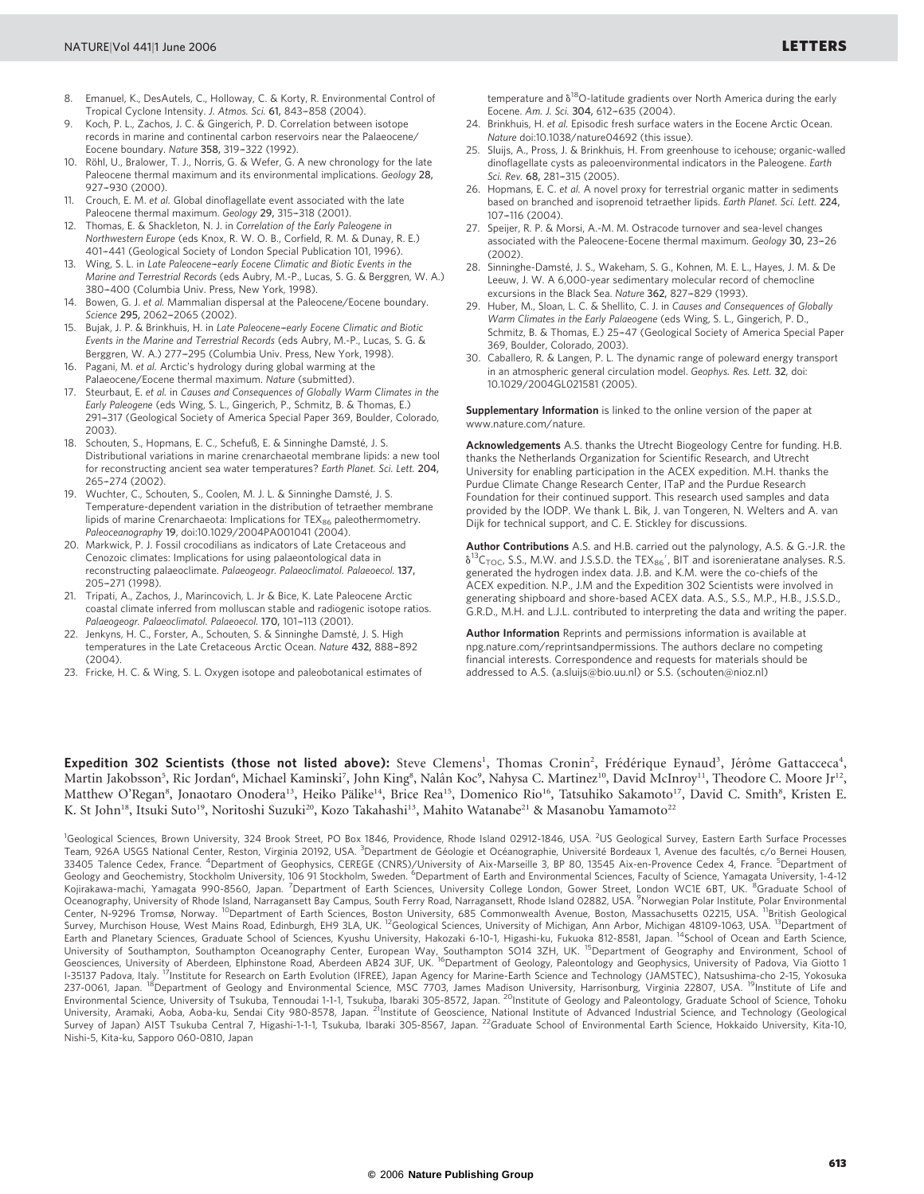8. Emanuel, K., DesAutels, C., Holloway, C. & Korty, R. Environmental Control of Tropical Cyclone Intensity. *J. Atmos. Sci.* **61,** 843–858 (2004).
9. Koch, P. L., Zachos, J. C. & Gingerich, P. D. Correlation between isotope records in marine and continental carbon reservoirs near the Palaeocene/Eocene boundary. *Nature* **358,** 319–322 (1992).
10. Röhl, U., Bralower, T. J., Norris, G. & Wefer, G. A new chronology for the late Paleocene thermal maximum and its environmental implications. *Geology* **28,** 927–930 (2000).
11. Crouch, E. M. *et al.* Global dinoflagellate event associated with the late Paleocene thermal maximum. *Geology* **29,** 315–318 (2001).
12. Thomas, E. & Shackleton, N. J. in *Correlation of the Early Paleogene in Northwestern Europe* (eds Knox, R. W. O. B., Corfield, R. M. & Dunay, R. E.) 401–441 (Geological Society of London Special Publication 101, 1996).
13. Wing, S. L. in *Late Paleocene–early Eocene Climatic and Biotic Events in the Marine and Terrestrial Records* (eds Aubry, M.-P., Lucas, S. G. & Berggren, W. A.) 380–400 (Columbia Univ. Press, New York, 1998).
14. Bowen, G. J. *et al.* Mammalian dispersal at the Paleocene/Eocene boundary. *Science* **295,** 2062–2065 (2002).
15. Bujak, J. P. & Brinkhuis, H. in *Late Paleocene–early Eocene Climatic and Biotic Events in the Marine and Terrestrial Records* (eds Aubry, M.-P., Lucas, S. G. & Berggren, W. A.) 277–295 (Columbia Univ. Press, New York, 1998).
16. Pagani, M. *et al.* Arctic's hydrology during global warming at the Palaeocene/Eocene thermal maximum. *Nature* (submitted).
17. Steurbaut, E. *et al.* in *Causes and Consequences of Globally Warm Climates in the Early Paleogene* (eds Wing, S. L., Gingerich, P., Schmitz, B. & Thomas, E.) 291–317 (Geological Society of America Special Paper 369, Boulder, Colorado, 2003).
18. Schouten, S., Hopmans, E. C., Schefuß, E. & Sinninghe Damsté, J. S. Distributional variations in marine crenarchaeotal membrane lipids: a new tool for reconstructing ancient sea water temperatures? *Earth Planet. Sci. Lett.* **204,** 265–274 (2002).
19. Wuchter, C., Schouten, S., Coolen, M. J. L. & Sinninghe Damsté, J. S. Temperature-dependent variation in the distribution of tetraether membrane lipids of marine Crenarchaeota: Implications for $TEX_{86}$ paleothermometry. *Paleoceanography* **19**, doi:10.1029/2004PA001041 (2004).
20. Markwick, P. J. Fossil crocodilians as indicators of Late Cretaceous and Cenozoic climates: Implications for using palaeontological data in reconstructing palaeoclimate. *Palaeogeogr. Palaeoclimatol. Palaeoecol.* **137,** 205–271 (1998).
21. Tripati, A., Zachos, J., Marincovich, L. Jr & Bice, K. Late Paleocene Arctic coastal climate inferred from molluscan stable and radiogenic isotope ratios. *Palaeogeogr. Palaeoclimatol. Palaeoecol.* **170,** 101–113 (2001).
22. Jenkyns, H. C., Forster, A., Schouten, S. & Sinninghe Damsté, J. S. High temperatures in the Late Cretaceous Arctic Ocean. *Nature* **432,** 888–892 (2004).
23. Fricke, H. C. & Wing, S. L. Oxygen isotope and paleobotanical estimates of temperature and $\delta^{18}O$-latitude gradients over North America during the early Eocene. *Am. J. Sci.* **304,** 612–635 (2004).
24. Brinkhuis, H. *et al.* Episodic fresh surface waters in the Eocene Arctic Ocean. *Nature* doi:10.1038/nature04692 (this issue).
25. Sluijs, A., Pross, J. & Brinkhuis, H. From greenhouse to icehouse; organic-walled dinoflagellate cysts as paleoenvironmental indicators in the Paleogene. *Earth Sci. Rev.* **68,** 281–315 (2005).
26. Hopmans, E. C. *et al.* A novel proxy for terrestrial organic matter in sediments based on branched and isoprenoid tetraether lipids. *Earth Planet. Sci. Lett.* **224,** 107–116 (2004).
27. Speijer, R. P. & Morsi, A.-M. M. Ostracode turnover and sea-level changes associated with the Paleocene-Eocene thermal maximum. *Geology* **30,** 23–26 (2002).
28. Sinninghe-Damsté, J. S., Wakeham, S. G., Kohnen, M. E. L., Hayes, J. M. & De Leeuw, J. W. A 6,000-year sedimentary molecular record of chemocline excursions in the Black Sea. *Nature* **362,** 827–829 (1993).
29. Huber, M., Sloan, L. C. & Shellito, C. J. in *Causes and Consequences of Globally Warm Climates in the Early Palaeogene* (eds Wing, S. L., Gingerich, P. D., Schmitz, B. & Thomas, E.) 25–47 (Geological Society of America Special Paper 369, Boulder, Colorado, 2003).
30. Caballero, R. & Langen, P. L. The dynamic range of poleward energy transport in an atmospheric general circulation model. *Geophys. Res. Lett.* **32**, doi: 10.1029/2004GL021581 (2005).

**Supplementary Information** is linked to the online version of the paper at www.nature.com/nature.

**Acknowledgements** A.S. thanks the Utrecht Biogeology Centre for funding. H.B. thanks the Netherlands Organization for Scientific Research, and Utrecht University for enabling participation in the ACEX expedition. M.H. thanks the Purdue Climate Change Research Center, ITaP and the Purdue Research Foundation for their continued support. This research used samples and data provided by the IODP. We thank L. Bik, J. van Tongeren, N. Welters and A. van Dijk for technical support, and C. E. Stickley for discussions.

**Author Contributions** A.S. and H.B. carried out the palynology, A.S. & G.-J.R. the $\delta^{13}C_{TOC}$, S.S., M.W. and J.S.S.D. the $TEX_{86}'$, BIT and isorenieratane analyses. R.S. generated the hydrogen index data. J.B. and K.M. were the co-chiefs of the ACEX expedition. N.P., J.M and the Expedition 302 Scientists were involved in generating shipboard and shore-based ACEX data. A.S., S.S., M.P., H.B., J.S.S.D., G.R.D., M.H. and L.J.L. contributed to interpreting the data and writing the paper.

**Author Information** Reprints and permissions information is available at npg.nature.com/reprintsandpermissions. The authors declare no competing financial interests. Correspondence and requests for materials should be addressed to A.S. (a.sluijs@bio.uu.nl) or S.S. (schouten@nioz.nl)

**Expedition 302 Scientists (those not listed above):** Steve Clemens[1], Thomas Cronin[2], Frédérique Eynaud[3], Jérôme Gattacceca[4], Martin Jakobsson[5], Ric Jordan[6], Michael Kaminski[7], John King[8], Nalân Koc[9], Nahysa C. Martinez[10], David McInroy[11], Theodore C. Moore Jr[12], Matthew O'Regan[8], Jonaotaro Onodera[13], Heiko Pälike[14], Brice Rea[15], Domenico Rio[16], Tatsuhiko Sakamoto[17], David C. Smith[8], Kristen E. K. St John[18], Itsuki Suto[19], Noritoshi Suzuki[20], Kozo Takahashi[13], Mahito Watanabe[21] & Masanobu Yamamoto[22]

[1]Geological Sciences, Brown University, 324 Brook Street, PO Box 1846, Providence, Rhode Island 02912-1846, USA. [2]US Geological Survey, Eastern Earth Surface Processes Team, 926A USGS National Center, Reston, Virginia 20192, USA. [3]Department de Géologie et Océanographie, Université Bordeaux 1, Avenue des facultés, c/o Bernei Housen, 33405 Talence Cedex, France. [4]Department of Geophysics, CEREGE (CNRS)/University of Aix-Marseille 3, BP 80, 13545 Aix-en-Provence Cedex 4, France. [5]Department of Geology and Geochemistry, Stockholm University, 106 91 Stockholm, Sweden. [6]Department of Earth and Environmental Sciences, Faculty of Science, Yamagata University, 1-4-12 Kojirakawa-machi, Yamagata 990-8560, Japan. [7]Department of Earth Sciences, University College London, Gower Street, London WC1E 6BT, UK. [8]Graduate School of Oceanography, University of Rhode Island, Narragansett Bay Campus, South Ferry Road, Narragansett, Rhode Island 02882, USA. [9]Norwegian Polar Institute, Polar Environmental Center, N-9296 Tromsø, Norway. [10]Department of Earth Sciences, Boston University, 685 Commonwealth Avenue, Boston, Massachusetts 02215, USA. [11]British Geological Survey, Murchison House, West Mains Road, Edinburgh, EH9 3LA, UK. [12]Geological Sciences, University of Michigan, Ann Arbor, Michigan 48109-1063, USA. [13]Department of Earth and Planetary Sciences, Graduate School of Sciences, Kyushu University, Hakozaki 6-10-1, Higashi-ku, Fukuoka 812-8581, Japan. [14]School of Ocean and Earth Science, University of Southampton, Southampton Oceanography Center, European Way, Southampton SO14 3ZH, UK. [15]Department of Geography and Environment, School of Geosciences, University of Aberdeen, Elphinstone Road, Aberdeen AB24 3UF, UK. [16]Department of Geology, Paleontology and Geophysics, University of Padova, Via Giotto 1 I-35137 Padova, Italy. [17]Institute for Research on Earth Evolution (IFREE), Japan Agency for Marine-Earth Science and Technology (JAMSTEC), Natsushima-cho 2-15, Yokosuka 237-0061, Japan. [18]Department of Geology and Environmental Science, MSC 7703, James Madison University, Harrisonburg, Virginia 22807, USA. [19]Institute of Life and Environmental Science, University of Tsukuba, Tennoudai 1-1-1, Tsukuba, Ibaraki 305-8572, Japan. [20]Institute of Geology and Paleontology, Graduate School of Science, Tohoku University, Aramaki, Aoba, Aoba-ku, Sendai City 980-8578, Japan. [21]Institute of Geoscience, National Institute of Advanced Industrial Science, and Technology (Geological Survey of Japan) AIST Tsukuba Central 7, Higashi-1-1-1, Tsukuba, Ibaraki 305-8567, Japan. [22]Graduate School of Environmental Earth Science, Hokkaido University, Kita-10, Nishi-5, Kita-ku, Sapporo 060-0810, Japan